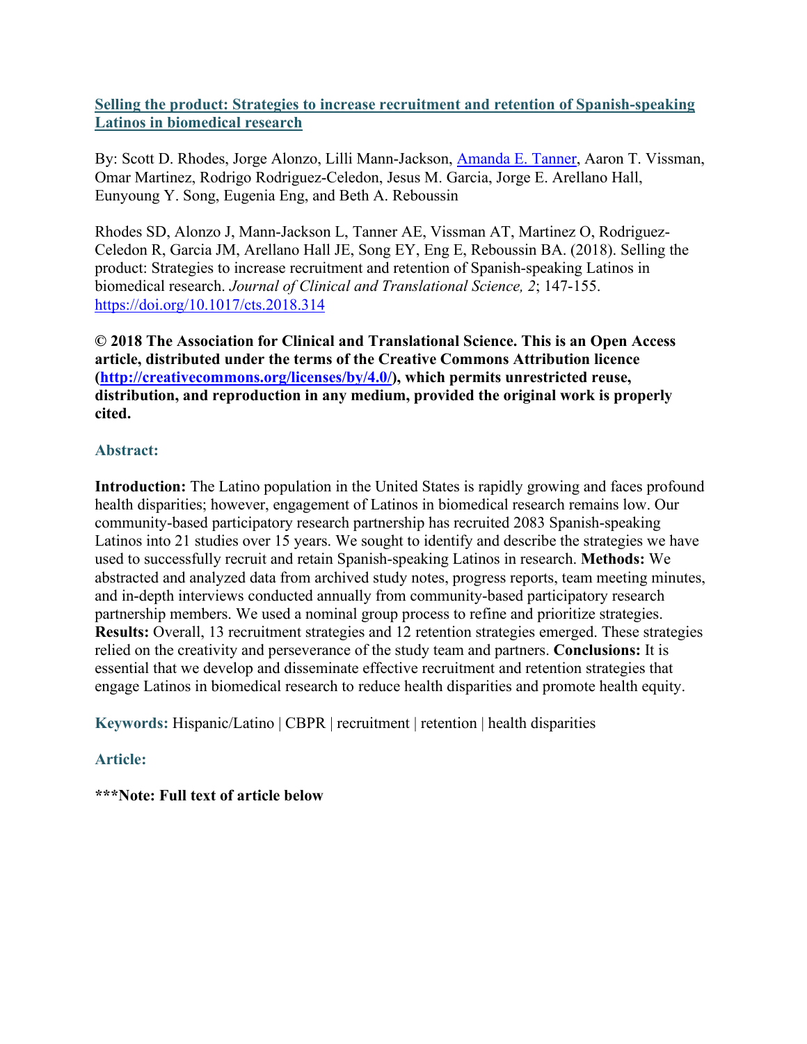**[Selling the product: Strategies to increase recruitment and retention of Spanish-speaking Latinos in biomedical research](https://doi.org/10.1017/cts.2018.314)**

By: Scott D. Rhodes, Jorge Alonzo, Lilli Mann-Jackson, Amanda E. Tanner, Aaron T. Vissman, Omar Martinez, Rodrigo Rodriguez-Celedon, Jesus M. Garcia, Jorge E. Arellano Hall, Eunyoung Y. Song, Eugenia Eng, and Beth A. Reboussin

Rhodes SD, Alonzo J, Mann-Jackson L, Tanner AE, Vissman AT, Martinez O, Rodriguez-Celedon R, Garcia JM, Arellano Hall JE, Song EY, Eng E, Reboussin BA. (2018). Selling the product: Strategies to increase recruitment and retention of Spanish-speaking Latinos in biomedical research. *Journal of Clinical and Translational Science, 2*; 147-155. https://doi.org/10.1017/cts.2018.314

**© 2018 The Association for Clinical and Translational Science. This is an Open Access article, distributed under the terms of the Creative Commons Attribution licence (http://creativecommons.org/licenses/by/4.0/), which permits unrestricted reuse, distribution, and reproduction in any medium, provided the original work is properly cited.**

## Abstract:

**Introduction:** The Latino population in the United States is rapidly growing and faces profound health disparities; however, engagement of Latinos in biomedical research remains low. Our community-based participatory research partnership has recruited 2083 Spanish-speaking Latinos into 21 studies over 15 years. We sought to identify and describe the strategies we have used to successfully recruit and retain Spanish-speaking Latinos in research. **Methods:** We abstracted and analyzed data from archived study notes, progress reports, team meeting minutes, and in-depth interviews conducted annually from community-based participatory research partnership members. We used a nominal group process to refine and prioritize strategies. **Results:** Overall, 13 recruitment strategies and 12 retention strategies emerged. These strategies relied on the creativity and perseverance of the study team and partners. **Conclusions:** It is essential that we develop and disseminate effective recruitment and retention strategies that engage Latinos in biomedical research to reduce health disparities and promote health equity.

**Keywords:** Hispanic/Latino | CBPR | recruitment | retention | health disparities

## Article:

**\*\*\*Note: Full text of article below**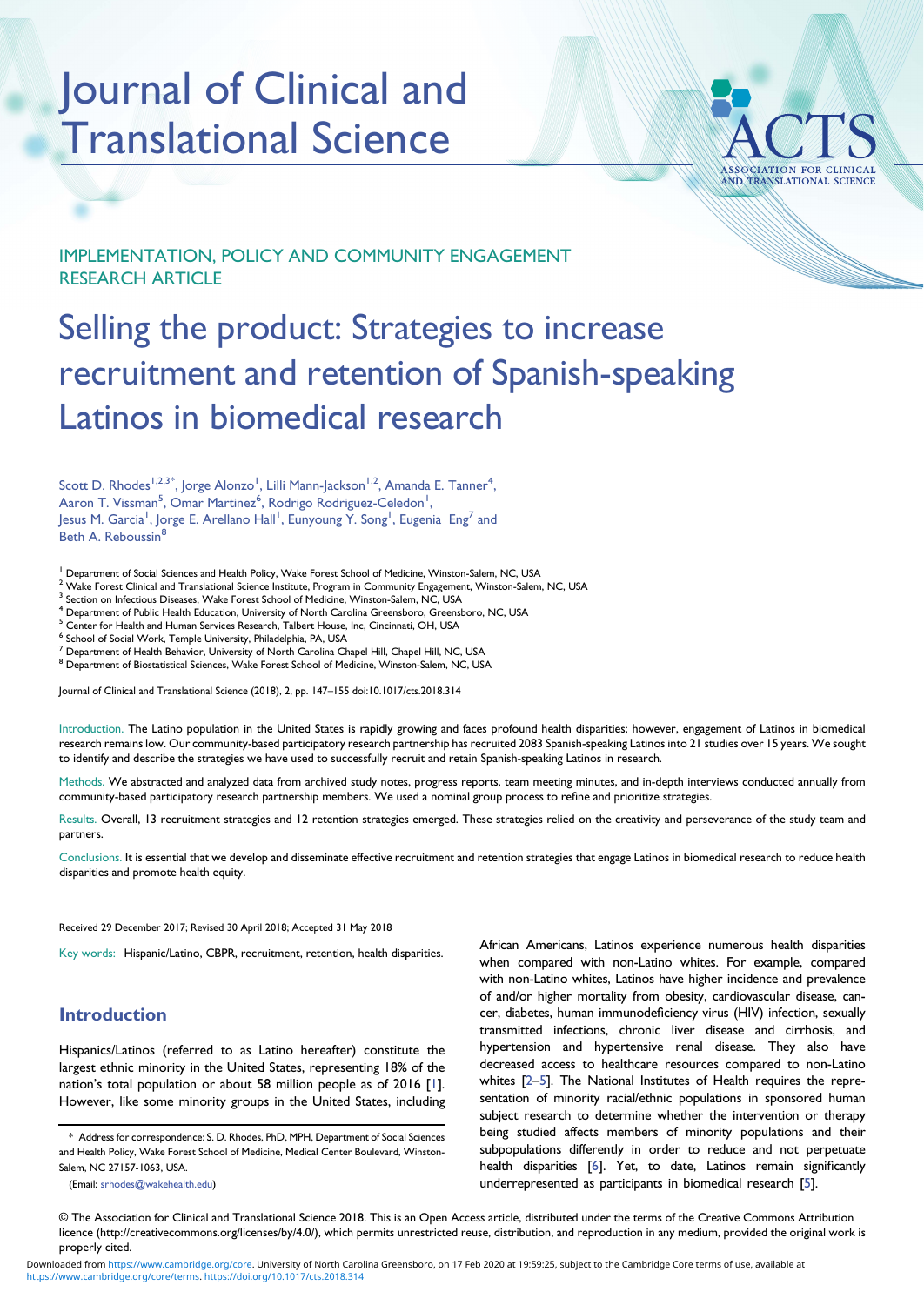# Journal of Clinical and Translational Science

IMPLEMENTATION, POLICY AND COMMUNITY ENGAGEMENT RESEARCH ARTICLE

# Selling the product: Strategies to increase recruitment and retention of Spanish-speaking Latinos in biomedical research

Scott D. Rhodes[1,2,3*], Jorge Alonzo[1], Lilli Mann-Jackson[1,2], Amanda E. Tanner[4], Aaron T. Vissman[5], Omar Martinez[6], Rodrigo Rodriguez-Celedon[1], Jesus M. Garcia[1], Jorge E. Arellano Hall[1], Eunyoung Y. Song[1], Eugenia Eng[7] and Beth A. Reboussin[8]

[1] Department of Social Sciences and Health Policy, Wake Forest School of Medicine, Winston-Salem, NC, USA
[2] Wake Forest Clinical and Translational Science Institute, Program in Community Engagement, Winston-Salem, NC, USA
[3] Section on Infectious Diseases, Wake Forest School of Medicine, Winston-Salem, NC, USA
[4] Department of Public Health Education, University of North Carolina Greensboro, Greensboro, NC, USA
[5] Center for Health and Human Services Research, Talbert House, Inc, Cincinnati, OH, USA
[6] School of Social Work, Temple University, Philadelphia, PA, USA
[7] Department of Health Behavior, University of North Carolina Chapel Hill, Chapel Hill, NC, USA
[8] Department of Biostatistical Sciences, Wake Forest School of Medicine, Winston-Salem, NC, USA

Journal of Clinical and Translational Science (2018), 2, pp. 147–155 doi:10.1017/cts.2018.314

Introduction. The Latino population in the United States is rapidly growing and faces profound health disparities; however, engagement of Latinos in biomedical research remains low. Our community-based participatory research partnership has recruited 2083 Spanish-speaking Latinos into 21 studies over 15 years. We sought to identify and describe the strategies we have used to successfully recruit and retain Spanish-speaking Latinos in research.

Methods. We abstracted and analyzed data from archived study notes, progress reports, team meeting minutes, and in-depth interviews conducted annually from community-based participatory research partnership members. We used a nominal group process to refine and prioritize strategies.

Results. Overall, 13 recruitment strategies and 12 retention strategies emerged. These strategies relied on the creativity and perseverance of the study team and partners.

Conclusions. It is essential that we develop and disseminate effective recruitment and retention strategies that engage Latinos in biomedical research to reduce health disparities and promote health equity.

Received 29 December 2017; Revised 30 April 2018; Accepted 31 May 2018

Key words: Hispanic/Latino, CBPR, recruitment, retention, health disparities.

## Introduction

Hispanics/Latinos (referred to as Latino hereafter) constitute the largest ethnic minority in the United States, representing 18% of the nation's total population or about 58 million people as of 2016 [1]. However, like some minority groups in the United States, including African Americans, Latinos experience numerous health disparities when compared with non-Latino whites. For example, compared with non-Latino whites, Latinos have higher incidence and prevalence of and/or higher mortality from obesity, cardiovascular disease, cancer, diabetes, human immunodeficiency virus (HIV) infection, sexually transmitted infections, chronic liver disease and cirrhosis, and hypertension and hypertensive renal disease. They also have decreased access to healthcare resources compared to non-Latino whites [2–5]. The National Institutes of Health requires the representation of minority racial/ethnic populations in sponsored human subject research to determine whether the intervention or therapy being studied affects members of minority populations and their subpopulations differently in order to reduce and not perpetuate health disparities [6]. Yet, to date, Latinos remain significantly underrepresented as participants in biomedical research [5].

* Address for correspondence: S. D. Rhodes, PhD, MPH, Department of Social Sciences and Health Policy, Wake Forest School of Medicine, Medical Center Boulevard, Winston-Salem, NC 27157-1063, USA.
(Email: srhodes@wakehealth.edu)

© The Association for Clinical and Translational Science 2018. This is an Open Access article, distributed under the terms of the Creative Commons Attribution licence (http://creativecommons.org/licenses/by/4.0/), which permits unrestricted reuse, distribution, and reproduction in any medium, provided the original work is properly cited.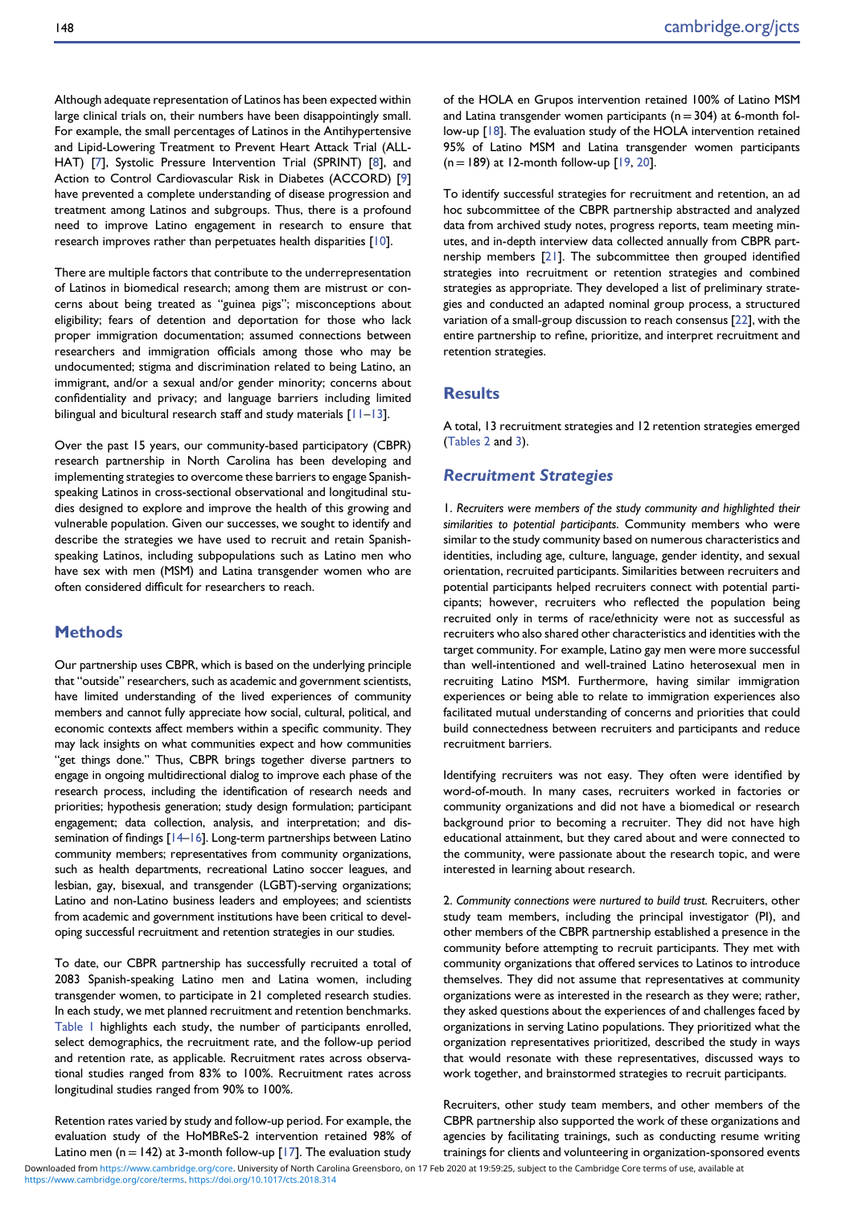Although adequate representation of Latinos has been expected within large clinical trials on, their numbers have been disappointingly small. For example, the small percentages of Latinos in the Antihypertensive and Lipid-Lowering Treatment to Prevent Heart Attack Trial (ALLHAT) [7], Systolic Pressure Intervention Trial (SPRINT) [8], and Action to Control Cardiovascular Risk in Diabetes (ACCORD) [9] have prevented a complete understanding of disease progression and treatment among Latinos and subgroups. Thus, there is a profound need to improve Latino engagement in research to ensure that research improves rather than perpetuates health disparities [10].

There are multiple factors that contribute to the underrepresentation of Latinos in biomedical research; among them are mistrust or concerns about being treated as "guinea pigs"; misconceptions about eligibility; fears of detention and deportation for those who lack proper immigration documentation; assumed connections between researchers and immigration officials among those who may be undocumented; stigma and discrimination related to being Latino, an immigrant, and/or a sexual and/or gender minority; concerns about confidentiality and privacy; and language barriers including limited bilingual and bicultural research staff and study materials [11–13].

Over the past 15 years, our community-based participatory (CBPR) research partnership in North Carolina has been developing and implementing strategies to overcome these barriers to engage Spanish-speaking Latinos in cross-sectional observational and longitudinal studies designed to explore and improve the health of this growing and vulnerable population. Given our successes, we sought to identify and describe the strategies we have used to recruit and retain Spanish-speaking Latinos, including subpopulations such as Latino men who have sex with men (MSM) and Latina transgender women who are often considered difficult for researchers to reach.

## Methods

Our partnership uses CBPR, which is based on the underlying principle that "outside" researchers, such as academic and government scientists, have limited understanding of the lived experiences of community members and cannot fully appreciate how social, cultural, political, and economic contexts affect members within a specific community. They may lack insights on what communities expect and how communities "get things done." Thus, CBPR brings together diverse partners to engage in ongoing multidirectional dialog to improve each phase of the research process, including the identification of research needs and priorities; hypothesis generation; study design formulation; participant engagement; data collection, analysis, and interpretation; and dissemination of findings [14–16]. Long-term partnerships between Latino community members; representatives from community organizations, such as health departments, recreational Latino soccer leagues, and lesbian, gay, bisexual, and transgender (LGBT)-serving organizations; Latino and non-Latino business leaders and employees; and scientists from academic and government institutions have been critical to developing successful recruitment and retention strategies in our studies.

To date, our CBPR partnership has successfully recruited a total of 2083 Spanish-speaking Latino men and Latina women, including transgender women, to participate in 21 completed research studies. In each study, we met planned recruitment and retention benchmarks. Table 1 highlights each study, the number of participants enrolled, select demographics, the recruitment rate, and the follow-up period and retention rate, as applicable. Recruitment rates across observational studies ranged from 83% to 100%. Recruitment rates across longitudinal studies ranged from 90% to 100%.

Retention rates varied by study and follow-up period. For example, the evaluation study of the HoMBReS-2 intervention retained 98% of Latino men (n = 142) at 3-month follow-up [17]. The evaluation study of the HOLA en Grupos intervention retained 100% of Latino MSM and Latina transgender women participants (n = 304) at 6-month follow-up [18]. The evaluation study of the HOLA intervention retained 95% of Latino MSM and Latina transgender women participants (n = 189) at 12-month follow-up [19, 20].

To identify successful strategies for recruitment and retention, an ad hoc subcommittee of the CBPR partnership abstracted and analyzed data from archived study notes, progress reports, team meeting minutes, and in-depth interview data collected annually from CBPR partnership members [21]. The subcommittee then grouped identified strategies into recruitment or retention strategies and combined strategies as appropriate. They developed a list of preliminary strategies and conducted an adapted nominal group process, a structured variation of a small-group discussion to reach consensus [22], with the entire partnership to refine, prioritize, and interpret recruitment and retention strategies.

## Results

A total, 13 recruitment strategies and 12 retention strategies emerged (Tables 2 and 3).

### Recruitment Strategies

1. *Recruiters were members of the study community and highlighted their similarities to potential participants.* Community members who were similar to the study community based on numerous characteristics and identities, including age, culture, language, gender identity, and sexual orientation, recruited participants. Similarities between recruiters and potential participants helped recruiters connect with potential participants; however, recruiters who reflected the population being recruited only in terms of race/ethnicity were not as successful as recruiters who also shared other characteristics and identities with the target community. For example, Latino gay men were more successful than well-intentioned and well-trained Latino heterosexual men in recruiting Latino MSM. Furthermore, having similar immigration experiences or being able to relate to immigration experiences also facilitated mutual understanding of concerns and priorities that could build connectedness between recruiters and participants and reduce recruitment barriers.

Identifying recruiters was not easy. They often were identified by word-of-mouth. In many cases, recruiters worked in factories or community organizations and did not have a biomedical or research background prior to becoming a recruiter. They did not have high educational attainment, but they cared about and were connected to the community, were passionate about the research topic, and were interested in learning about research.

2. *Community connections were nurtured to build trust.* Recruiters, other study team members, including the principal investigator (PI), and other members of the CBPR partnership established a presence in the community before attempting to recruit participants. They met with community organizations that offered services to Latinos to introduce themselves. They did not assume that representatives at community organizations were as interested in the research as they were; rather, they asked questions about the experiences of and challenges faced by organizations in serving Latino populations. They prioritized what the organization representatives prioritized, described the study in ways that would resonate with these representatives, discussed ways to work together, and brainstormed strategies to recruit participants.

Recruiters, other study team members, and other members of the CBPR partnership also supported the work of these organizations and agencies by facilitating trainings, such as conducting resume writing trainings for clients and volunteering in organization-sponsored events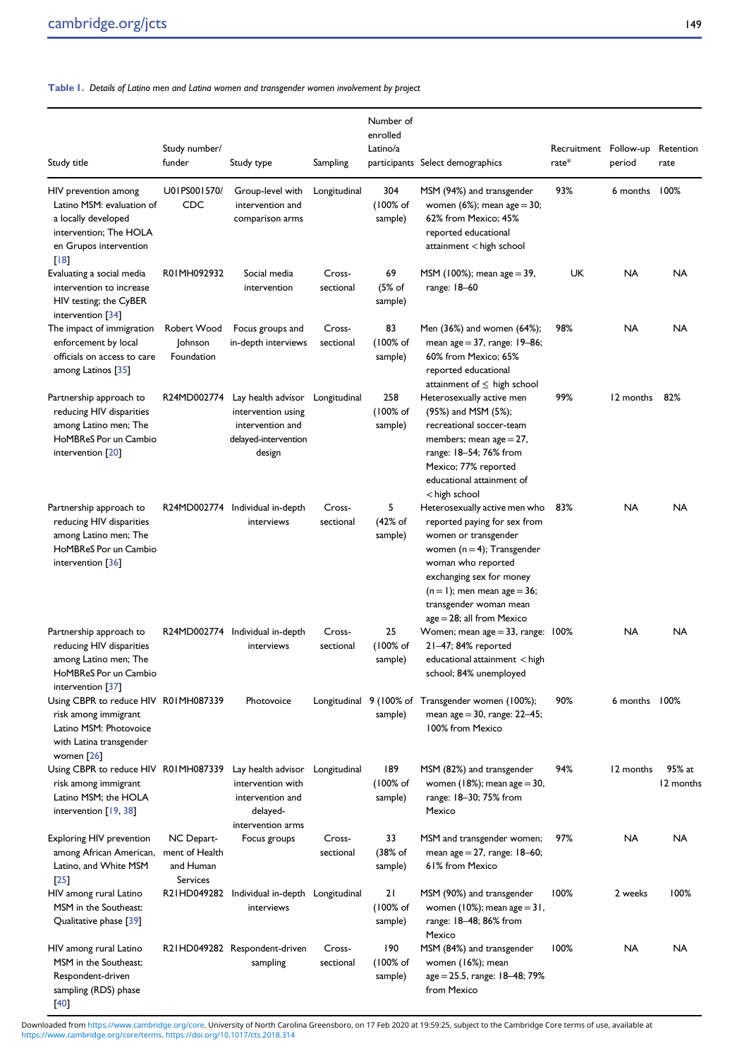**Table 1.** *Details of Latino men and Latina women and transgender women involvement by project*

| Study title | Study number/ funder | Study type | Sampling | Number of enrolled Latino/a participants | Select demographics | Recruitment rate* | Follow-up period | Retention rate |
|---|---|---|---|---|---|---|---|---|
| HIV prevention among Latino MSM: evaluation of a locally developed intervention; The HOLA en Grupos intervention [18] | U01PS001570/ CDC | Group-level with intervention and comparison arms | Longitudinal | 304 (100% of sample) | MSM (94%) and transgender women (6%); mean age = 30; 62% from Mexico; 45% reported educational attainment < high school | 93% | 6 months | 100% |
| Evaluating a social media intervention to increase HIV testing; the CyBER intervention [34] | R01MH092932 | Social media intervention | Cross-sectional | 69 (5% of sample) | MSM (100%); mean age = 39, range: 18–60 | UK | NA | NA |
| The impact of immigration enforcement by local officials on access to care among Latinos [35] | Robert Wood Johnson Foundation | Focus groups and in-depth interviews | Cross-sectional | 83 (100% of sample) | Men (36%) and women (64%); mean age = 37, range: 19–86; 60% from Mexico; 65% reported educational attainment of ≤ high school | 98% | NA | NA |
| Partnership approach to reducing HIV disparities among Latino men; The HoMBReS Por un Cambio intervention [20] | R24MD002774 | Lay health advisor intervention using intervention and delayed-intervention design | Longitudinal | 258 (100% of sample) | Heterosexually active men (95%) and MSM (5%); recreational soccer-team members; mean age = 27, range: 18–54; 76% from Mexico; 77% reported educational attainment of < high school | 99% | 12 months | 82% |
| Partnership approach to reducing HIV disparities among Latino men; The HoMBReS Por un Cambio intervention [36] | R24MD002774 | Individual in-depth interviews | Cross-sectional | 5 (42% of sample) | Heterosexually active men who reported paying for sex from women or transgender women (n = 4); Transgender woman who reported exchanging sex for money (n = 1); men mean age = 36; transgender woman mean age = 28; all from Mexico | 83% | NA | NA |
| Partnership approach to reducing HIV disparities among Latino men; The HoMBReS Por un Cambio intervention [37] | R24MD002774 | Individual in-depth interviews | Cross-sectional | 25 (100% of sample) | Women; mean age = 33, range: 21–47; 84% reported educational attainment < high school; 84% unemployed | 100% | NA | NA |
| Using CBPR to reduce HIV risk among immigrant Latino MSM: Photovoice with Latina transgender women [26] | R01MH087339 | Photovoice | Longitudinal | 9 (100% of sample) | Transgender women (100%); mean age = 30, range: 22–45; 100% from Mexico | 90% | 6 months | 100% |
| Using CBPR to reduce HIV risk among immigrant Latino MSM; the HOLA intervention [19, 38] | R01MH087339 | Lay health advisor intervention with intervention and delayed-intervention arms | Longitudinal | 189 (100% of sample) | MSM (82%) and transgender women (18%); mean age = 30, range: 18–30; 75% from Mexico | 94% | 12 months | 95% at 12 months |
| Exploring HIV prevention among African American, Latino, and White MSM [25] | NC Department of Health and Human Services | Focus groups | Cross-sectional | 33 (38% of sample) | MSM and transgender women; mean age = 27, range: 18–60; 61% from Mexico | 97% | NA | NA |
| HIV among rural Latino MSM in the Southeast: Qualitative phase [39] | R21HD049282 | Individual in-depth interviews | Longitudinal | 21 (100% of sample) | MSM (90%) and transgender women (10%); mean age = 31, range: 18–48; 86% from Mexico | 100% | 2 weeks | 100% |
| HIV among rural Latino MSM in the Southeast: Respondent-driven sampling (RDS) phase [40] | R21HD049282 | Respondent-driven sampling | Cross-sectional | 190 (100% of sample) | MSM (84%) and transgender women (16%); mean age = 25.5, range: 18–48; 79% from Mexico | 100% | NA | NA |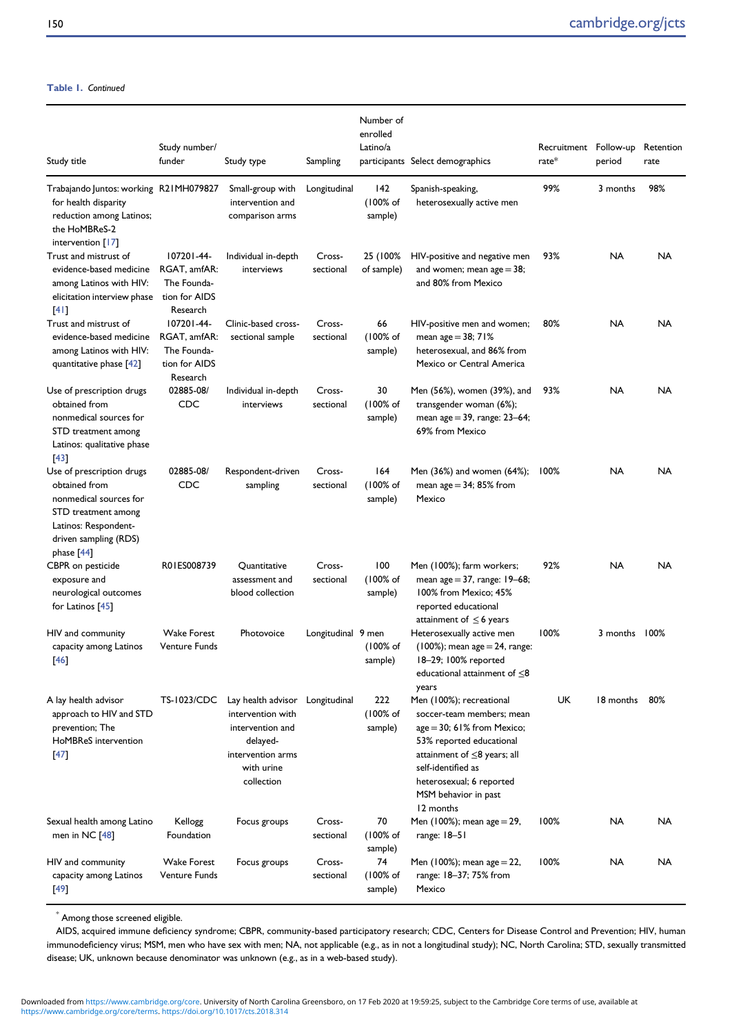**Table 1.** *Continued*

| Study title | Study number/ funder | Study type | Sampling | Number of enrolled Latino/a participants | Select demographics | Recruitment rate* | Follow-up period | Retention rate |
|---|---|---|---|---|---|---|---|---|
| Trabajando Juntos: working for health disparity reduction among Latinos; the HoMBReS-2 intervention [17] | R21MH079827 | Small-group with intervention and comparison arms | Longitudinal | 142 (100% of sample) | Spanish-speaking, heterosexually active men | 99% | 3 months | 98% |
| Trust and mistrust of evidence-based medicine among Latinos with HIV: elicitation interview phase [41] | 107201-44-RGAT, amfAR: The Foundation for AIDS Research | Individual in-depth interviews | Cross-sectional | 25 (100% of sample) | HIV-positive and negative men and women; mean age = 38; and 80% from Mexico | 93% | NA | NA |
| Trust and mistrust of evidence-based medicine among Latinos with HIV: quantitative phase [42] | 107201-44-RGAT, amfAR: The Foundation for AIDS Research | Clinic-based cross-sectional sample | Cross-sectional | 66 (100% of sample) | HIV-positive men and women; mean age = 38; 71% heterosexual, and 86% from Mexico or Central America | 80% | NA | NA |
| Use of prescription drugs obtained from nonmedical sources for STD treatment among Latinos: qualitative phase [43] | 02885-08/ CDC | Individual in-depth interviews | Cross-sectional | 30 (100% of sample) | Men (56%), women (39%), and transgender woman (6%); mean age = 39, range: 23–64; 69% from Mexico | 93% | NA | NA |
| Use of prescription drugs obtained from nonmedical sources for STD treatment among Latinos: Respondent-driven sampling (RDS) phase [44] | 02885-08/ CDC | Respondent-driven sampling | Cross-sectional | 164 (100% of sample) | Men (36%) and women (64%); mean age = 34; 85% from Mexico | 100% | NA | NA |
| CBPR on pesticide exposure and neurological outcomes for Latinos [45] | R01ES008739 | Quantitative assessment and blood collection | Cross-sectional | 100 (100% of sample) | Men (100%); farm workers; mean age = 37, range: 19–68; 100% from Mexico; 45% reported educational attainment of ≤ 6 years | 92% | NA | NA |
| HIV and community capacity among Latinos [46] | Wake Forest Venture Funds | Photovoice | Longitudinal | 9 men (100% of sample) | Heterosexually active men (100%); mean age = 24, range: 18–29; 100% reported educational attainment of ≤8 years | 100% | 3 months | 100% |
| A lay health advisor approach to HIV and STD prevention; The HoMBReS intervention [47] | TS-1023/CDC | Lay health advisor intervention with intervention and delayed-intervention arms with urine collection | Longitudinal | 222 (100% of sample) | Men (100%); recreational soccer-team members; mean age = 30; 61% from Mexico; 53% reported educational attainment of ≤8 years; all self-identified as heterosexual; 6 reported MSM behavior in past 12 months | UK | 18 months | 80% |
| Sexual health among Latino men in NC [48] | Kellogg Foundation | Focus groups | Cross-sectional | 70 (100% of sample) | Men (100%); mean age = 29, range: 18–51 | 100% | NA | NA |
| HIV and community capacity among Latinos [49] | Wake Forest Venture Funds | Focus groups | Cross-sectional | 74 (100% of sample) | Men (100%); mean age = 22, range: 18–37; 75% from Mexico | 100% | NA | NA |

* Among those screened eligible.

AIDS, acquired immune deficiency syndrome; CBPR, community-based participatory research; CDC, Centers for Disease Control and Prevention; HIV, human immunodeficiency virus; MSM, men who have sex with men; NA, not applicable (e.g., as in not a longitudinal study); NC, North Carolina; STD, sexually transmitted disease; UK, unknown because denominator was unknown (e.g., as in a web-based study).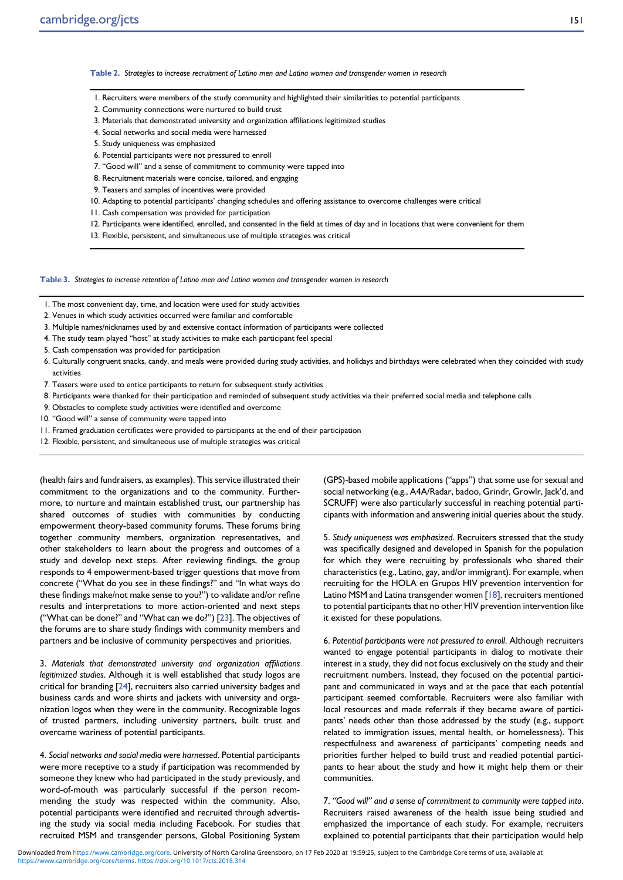**Table 2.** *Strategies to increase recruitment of Latino men and Latina women and transgender women in research*

| | |
|---|---|
| 1. | Recruiters were members of the study community and highlighted their similarities to potential participants |
| 2. | Community connections were nurtured to build trust |
| 3. | Materials that demonstrated university and organization affiliations legitimized studies |
| 4. | Social networks and social media were harnessed |
| 5. | Study uniqueness was emphasized |
| 6. | Potential participants were not pressured to enroll |
| 7. | "Good will" and a sense of commitment to community were tapped into |
| 8. | Recruitment materials were concise, tailored, and engaging |
| 9. | Teasers and samples of incentives were provided |
| 10. | Adapting to potential participants' changing schedules and offering assistance to overcome challenges were critical |
| 11. | Cash compensation was provided for participation |
| 12. | Participants were identified, enrolled, and consented in the field at times of day and in locations that were convenient for them |
| 13. | Flexible, persistent, and simultaneous use of multiple strategies was critical |

**Table 3.** *Strategies to increase retention of Latino men and Latina women and transgender women in research*

| | |
|---|---|
| 1. | The most convenient day, time, and location were used for study activities |
| 2. | Venues in which study activities occurred were familiar and comfortable |
| 3. | Multiple names/nicknames used by and extensive contact information of participants were collected |
| 4. | The study team played "host" at study activities to make each participant feel special |
| 5. | Cash compensation was provided for participation |
| 6. | Culturally congruent snacks, candy, and meals were provided during study activities, and holidays and birthdays were celebrated when they coincided with study activities |
| 7. | Teasers were used to entice participants to return for subsequent study activities |
| 8. | Participants were thanked for their participation and reminded of subsequent study activities via their preferred social media and telephone calls |
| 9. | Obstacles to complete study activities were identified and overcome |
| 10. | "Good will" a sense of community were tapped into |
| 11. | Framed graduation certificates were provided to participants at the end of their participation |
| 12. | Flexible, persistent, and simultaneous use of multiple strategies was critical |

(health fairs and fundraisers, as examples). This service illustrated their commitment to the organizations and to the community. Furthermore, to nurture and maintain established trust, our partnership has shared outcomes of studies with communities by conducting empowerment theory-based community forums. These forums bring together community members, organization representatives, and other stakeholders to learn about the progress and outcomes of a study and develop next steps. After reviewing findings, the group responds to 4 empowerment-based trigger questions that move from concrete ("What do you see in these findings?" and "In what ways do these findings make/not make sense to you?") to validate and/or refine results and interpretations to more action-oriented and next steps ("What can be done?" and "What can we do?") [23]. The objectives of the forums are to share study findings with community members and partners and be inclusive of community perspectives and priorities.

3. *Materials that demonstrated university and organization affiliations legitimized studies*. Although it is well established that study logos are critical for branding [24], recruiters also carried university badges and business cards and wore shirts and jackets with university and organization logos when they were in the community. Recognizable logos of trusted partners, including university partners, built trust and overcame wariness of potential participants.

4. *Social networks and social media were harnessed*. Potential participants were more receptive to a study if participation was recommended by someone they knew who had participated in the study previously, and word-of-mouth was particularly successful if the person recommending the study was respected within the community. Also, potential participants were identified and recruited through advertising the study via social media including Facebook. For studies that recruited MSM and transgender persons, Global Positioning System (GPS)-based mobile applications ("apps") that some use for sexual and social networking (e.g., A4A/Radar, badoo, Grindr, Growlr, Jack'd, and SCRUFF) were also particularly successful in reaching potential participants with information and answering initial queries about the study.

5. *Study uniqueness was emphasized*. Recruiters stressed that the study was specifically designed and developed in Spanish for the population for which they were recruiting by professionals who shared their characteristics (e.g., Latino, gay, and/or immigrant). For example, when recruiting for the HOLA en Grupos HIV prevention intervention for Latino MSM and Latina transgender women [18], recruiters mentioned to potential participants that no other HIV prevention intervention like it existed for these populations.

6. *Potential participants were not pressured to enroll*. Although recruiters wanted to engage potential participants in dialog to motivate their interest in a study, they did not focus exclusively on the study and their recruitment numbers. Instead, they focused on the potential participant and communicated in ways and at the pace that each potential participant seemed comfortable. Recruiters were also familiar with local resources and made referrals if they became aware of participants' needs other than those addressed by the study (e.g., support related to immigration issues, mental health, or homelessness). This respectfulness and awareness of participants' competing needs and priorities further helped to build trust and readied potential participants to hear about the study and how it might help them or their communities.

7. *"Good will" and a sense of commitment to community were tapped into*. Recruiters raised awareness of the health issue being studied and emphasized the importance of each study. For example, recruiters explained to potential participants that their participation would help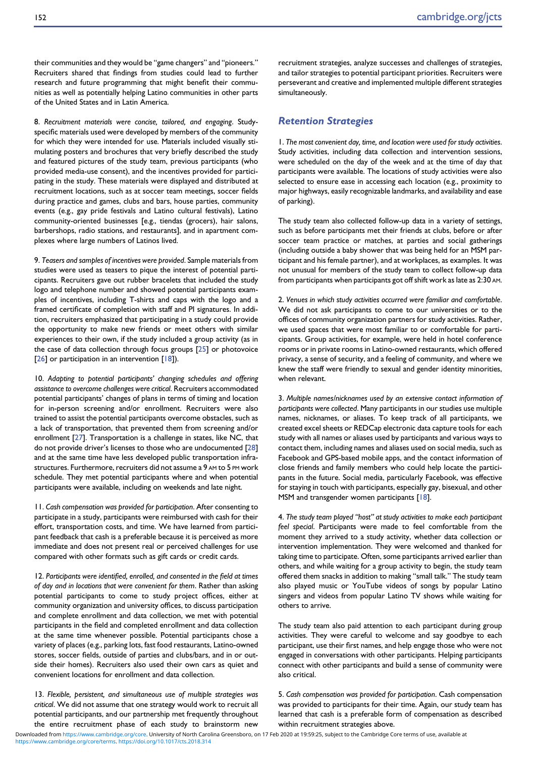their communities and they would be "game changers" and "pioneers." Recruiters shared that findings from studies could lead to further research and future programming that might benefit their communities as well as potentially helping Latino communities in other parts of the United States and in Latin America.

8. *Recruitment materials were concise, tailored, and engaging.* Study-specific materials used were developed by members of the community for which they were intended for use. Materials included visually stimulating posters and brochures that very briefly described the study and featured pictures of the study team, previous participants (who provided media-use consent), and the incentives provided for participating in the study. These materials were displayed and distributed at recruitment locations, such as at soccer team meetings, soccer fields during practice and games, clubs and bars, house parties, community events (e.g., gay pride festivals and Latino cultural festivals), Latino community-oriented businesses [e.g., tiendas (grocers), hair salons, barbershops, radio stations, and restaurants], and in apartment complexes where large numbers of Latinos lived.

9. *Teasers and samples of incentives were provided.* Sample materials from studies were used as teasers to pique the interest of potential participants. Recruiters gave out rubber bracelets that included the study logo and telephone number and showed potential participants examples of incentives, including T-shirts and caps with the logo and a framed certificate of completion with staff and PI signatures. In addition, recruiters emphasized that participating in a study could provide the opportunity to make new friends or meet others with similar experiences to their own, if the study included a group activity (as in the case of data collection through focus groups [25] or photovoice [26] or participation in an intervention [18]).

10. *Adapting to potential participants' changing schedules and offering assistance to overcome challenges were critical.* Recruiters accommodated potential participants' changes of plans in terms of timing and location for in-person screening and/or enrollment. Recruiters were also trained to assist the potential participants overcome obstacles, such as a lack of transportation, that prevented them from screening and/or enrollment [27]. Transportation is a challenge in states, like NC, that do not provide driver's licenses to those who are undocumented [28] and at the same time have less developed public transportation infrastructures. Furthermore, recruiters did not assume a 9 AM to 5 PM work schedule. They met potential participants where and when potential participants were available, including on weekends and late night.

11. *Cash compensation was provided for participation.* After consenting to participate in a study, participants were reimbursed with cash for their effort, transportation costs, and time. We have learned from participant feedback that cash is a preferable because it is perceived as more immediate and does not present real or perceived challenges for use compared with other formats such as gift cards or credit cards.

12. *Participants were identified, enrolled, and consented in the field at times of day and in locations that were convenient for them.* Rather than asking potential participants to come to study project offices, either at community organization and university offices, to discuss participation and complete enrollment and data collection, we met with potential participants in the field and completed enrollment and data collection at the same time whenever possible. Potential participants chose a variety of places (e.g., parking lots, fast food restaurants, Latino-owned stores, soccer fields, outside of parties and clubs/bars, and in or outside their homes). Recruiters also used their own cars as quiet and convenient locations for enrollment and data collection.

13. *Flexible, persistent, and simultaneous use of multiple strategies was critical.* We did not assume that one strategy would work to recruit all potential participants, and our partnership met frequently throughout the entire recruitment phase of each study to brainstorm new recruitment strategies, analyze successes and challenges of strategies, and tailor strategies to potential participant priorities. Recruiters were perseverant and creative and implemented multiple different strategies simultaneously.

## Retention Strategies

1. *The most convenient day, time, and location were used for study activities.* Study activities, including data collection and intervention sessions, were scheduled on the day of the week and at the time of day that participants were available. The locations of study activities were also selected to ensure ease in accessing each location (e.g., proximity to major highways, easily recognizable landmarks, and availability and ease of parking).

The study team also collected follow-up data in a variety of settings, such as before participants met their friends at clubs, before or after soccer team practice or matches, at parties and social gatherings (including outside a baby shower that was being held for an MSM participant and his female partner), and at workplaces, as examples. It was not unusual for members of the study team to collect follow-up data from participants when participants got off shift work as late as 2:30 AM.

2. *Venues in which study activities occurred were familiar and comfortable.* We did not ask participants to come to our universities or to the offices of community organization partners for study activities. Rather, we used spaces that were most familiar to or comfortable for participants. Group activities, for example, were held in hotel conference rooms or in private rooms in Latino-owned restaurants, which offered privacy, a sense of security, and a feeling of community, and where we knew the staff were friendly to sexual and gender identity minorities, when relevant.

3. *Multiple names/nicknames used by an extensive contact information of participants were collected.* Many participants in our studies use multiple names, nicknames, or aliases. To keep track of all participants, we created excel sheets or REDCap electronic data capture tools for each study with all names or aliases used by participants and various ways to contact them, including names and aliases used on social media, such as Facebook and GPS-based mobile apps, and the contact information of close friends and family members who could help locate the participants in the future. Social media, particularly Facebook, was effective for staying in touch with participants, especially gay, bisexual, and other MSM and transgender women participants [18].

4. *The study team played "host" at study activities to make each participant feel special.* Participants were made to feel comfortable from the moment they arrived to a study activity, whether data collection or intervention implementation. They were welcomed and thanked for taking time to participate. Often, some participants arrived earlier than others, and while waiting for a group activity to begin, the study team offered them snacks in addition to making "small talk." The study team also played music or YouTube videos of songs by popular Latino singers and videos from popular Latino TV shows while waiting for others to arrive.

The study team also paid attention to each participant during group activities. They were careful to welcome and say goodbye to each participant, use their first names, and help engage those who were not engaged in conversations with other participants. Helping participants connect with other participants and build a sense of community were also critical.

5. *Cash compensation was provided for participation.* Cash compensation was provided to participants for their time. Again, our study team has learned that cash is a preferable form of compensation as described within recruitment strategies above.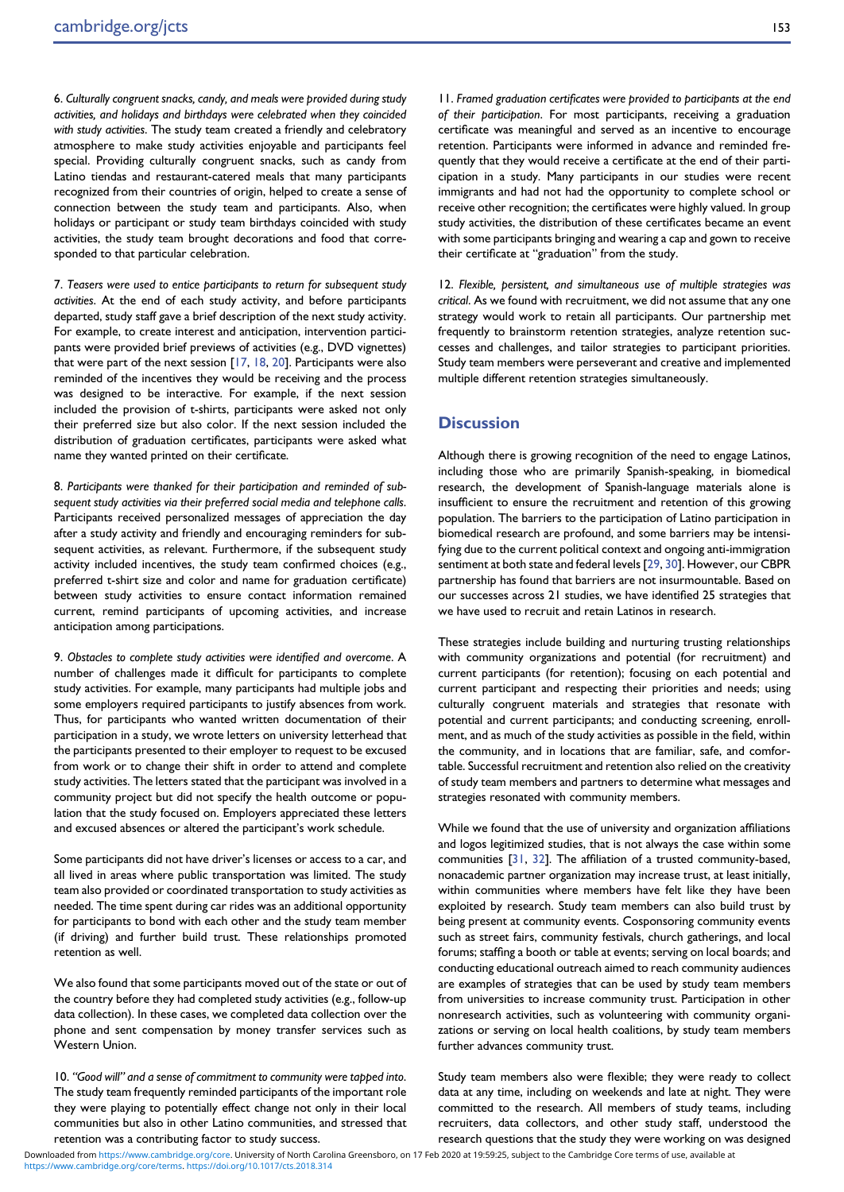6. *Culturally congruent snacks, candy, and meals were provided during study activities, and holidays and birthdays were celebrated when they coincided with study activities*. The study team created a friendly and celebratory atmosphere to make study activities enjoyable and participants feel special. Providing culturally congruent snacks, such as candy from Latino tiendas and restaurant-catered meals that many participants recognized from their countries of origin, helped to create a sense of connection between the study team and participants. Also, when holidays or participant or study team birthdays coincided with study activities, the study team brought decorations and food that corresponded to that particular celebration.

7. *Teasers were used to entice participants to return for subsequent study activities*. At the end of each study activity, and before participants departed, study staff gave a brief description of the next study activity. For example, to create interest and anticipation, intervention participants were provided brief previews of activities (e.g., DVD vignettes) that were part of the next session [17, 18, 20]. Participants were also reminded of the incentives they would be receiving and the process was designed to be interactive. For example, if the next session included the provision of t-shirts, participants were asked not only their preferred size but also color. If the next session included the distribution of graduation certificates, participants were asked what name they wanted printed on their certificate.

8. *Participants were thanked for their participation and reminded of subsequent study activities via their preferred social media and telephone calls*. Participants received personalized messages of appreciation the day after a study activity and friendly and encouraging reminders for subsequent activities, as relevant. Furthermore, if the subsequent study activity included incentives, the study team confirmed choices (e.g., preferred t-shirt size and color and name for graduation certificate) between study activities to ensure contact information remained current, remind participants of upcoming activities, and increase anticipation among participations.

9. *Obstacles to complete study activities were identified and overcome*. A number of challenges made it difficult for participants to complete study activities. For example, many participants had multiple jobs and some employers required participants to justify absences from work. Thus, for participants who wanted written documentation of their participation in a study, we wrote letters on university letterhead that the participants presented to their employer to request to be excused from work or to change their shift in order to attend and complete study activities. The letters stated that the participant was involved in a community project but did not specify the health outcome or population that the study focused on. Employers appreciated these letters and excused absences or altered the participant's work schedule.

Some participants did not have driver's licenses or access to a car, and all lived in areas where public transportation was limited. The study team also provided or coordinated transportation to study activities as needed. The time spent during car rides was an additional opportunity for participants to bond with each other and the study team member (if driving) and further build trust. These relationships promoted retention as well.

We also found that some participants moved out of the state or out of the country before they had completed study activities (e.g., follow-up data collection). In these cases, we completed data collection over the phone and sent compensation by money transfer services such as Western Union.

10. *"Good will" and a sense of commitment to community were tapped into*. The study team frequently reminded participants of the important role they were playing to potentially effect change not only in their local communities but also in other Latino communities, and stressed that retention was a contributing factor to study success.

11. *Framed graduation certificates were provided to participants at the end of their participation*. For most participants, receiving a graduation certificate was meaningful and served as an incentive to encourage retention. Participants were informed in advance and reminded frequently that they would receive a certificate at the end of their participation in a study. Many participants in our studies were recent immigrants and had not had the opportunity to complete school or receive other recognition; the certificates were highly valued. In group study activities, the distribution of these certificates became an event with some participants bringing and wearing a cap and gown to receive their certificate at "graduation" from the study.

12. *Flexible, persistent, and simultaneous use of multiple strategies was critical*. As we found with recruitment, we did not assume that any one strategy would work to retain all participants. Our partnership met frequently to brainstorm retention strategies, analyze retention successes and challenges, and tailor strategies to participant priorities. Study team members were perseverant and creative and implemented multiple different retention strategies simultaneously.

## Discussion

Although there is growing recognition of the need to engage Latinos, including those who are primarily Spanish-speaking, in biomedical research, the development of Spanish-language materials alone is insufficient to ensure the recruitment and retention of this growing population. The barriers to the participation of Latino participation in biomedical research are profound, and some barriers may be intensifying due to the current political context and ongoing anti-immigration sentiment at both state and federal levels [29, 30]. However, our CBPR partnership has found that barriers are not insurmountable. Based on our successes across 21 studies, we have identified 25 strategies that we have used to recruit and retain Latinos in research.

These strategies include building and nurturing trusting relationships with community organizations and potential (for recruitment) and current participants (for retention); focusing on each potential and current participant and respecting their priorities and needs; using culturally congruent materials and strategies that resonate with potential and current participants; and conducting screening, enrollment, and as much of the study activities as possible in the field, within the community, and in locations that are familiar, safe, and comfortable. Successful recruitment and retention also relied on the creativity of study team members and partners to determine what messages and strategies resonated with community members.

While we found that the use of university and organization affiliations and logos legitimized studies, that is not always the case within some communities [31, 32]. The affiliation of a trusted community-based, nonacademic partner organization may increase trust, at least initially, within communities where members have felt like they have been exploited by research. Study team members can also build trust by being present at community events. Cosponsoring community events such as street fairs, community festivals, church gatherings, and local forums; staffing a booth or table at events; serving on local boards; and conducting educational outreach aimed to reach community audiences are examples of strategies that can be used by study team members from universities to increase community trust. Participation in other nonresearch activities, such as volunteering with community organizations or serving on local health coalitions, by study team members further advances community trust.

Study team members also were flexible; they were ready to collect data at any time, including on weekends and late at night. They were committed to the research. All members of study teams, including recruiters, data collectors, and other study staff, understood the research questions that the study they were working on was designed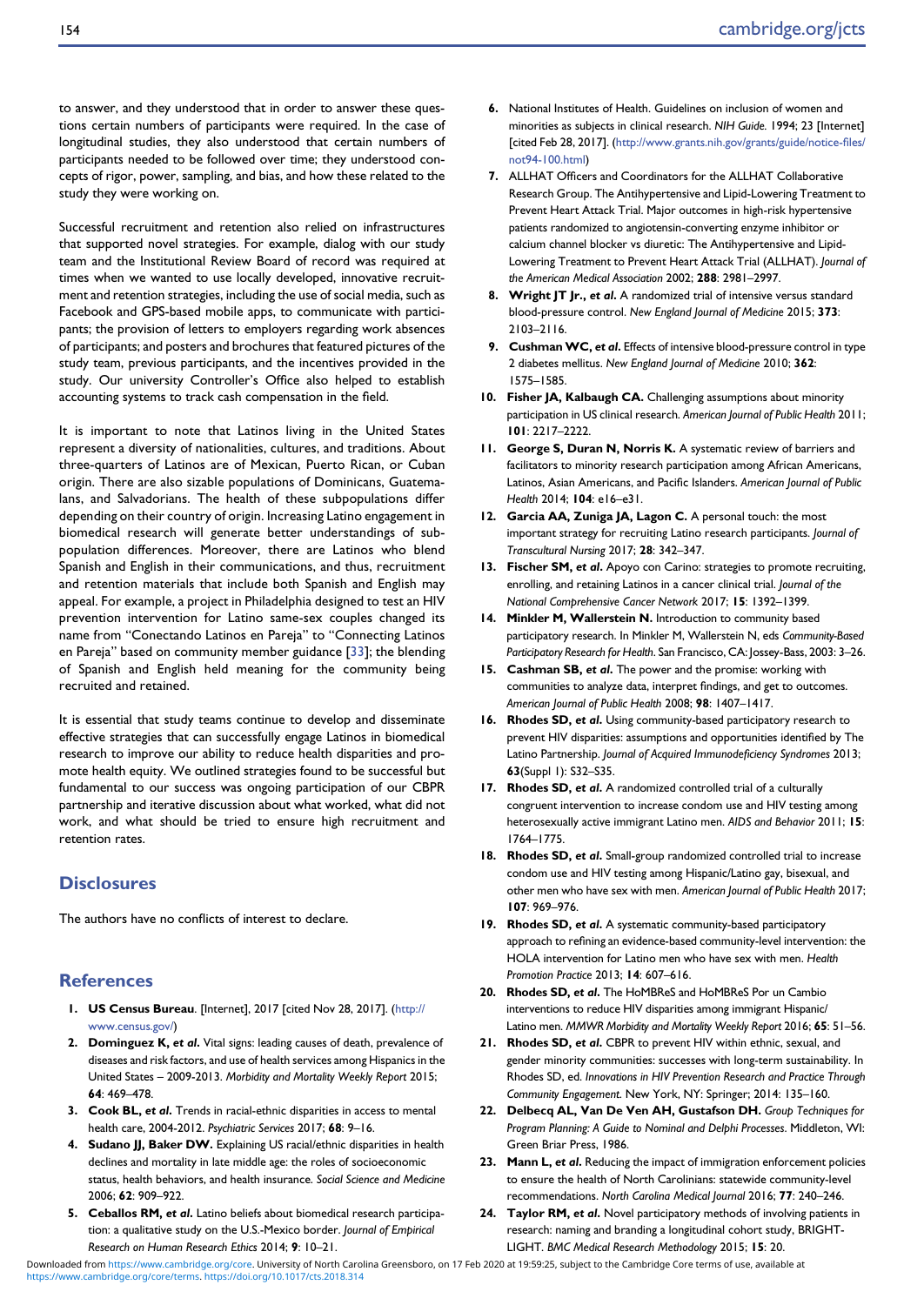to answer, and they understood that in order to answer these questions certain numbers of participants were required. In the case of longitudinal studies, they also understood that certain numbers of participants needed to be followed over time; they understood concepts of rigor, power, sampling, and bias, and how these related to the study they were working on.

Successful recruitment and retention also relied on infrastructures that supported novel strategies. For example, dialog with our study team and the Institutional Review Board of record was required at times when we wanted to use locally developed, innovative recruitment and retention strategies, including the use of social media, such as Facebook and GPS-based mobile apps, to communicate with participants; the provision of letters to employers regarding work absences of participants; and posters and brochures that featured pictures of the study team, previous participants, and the incentives provided in the study. Our university Controller's Office also helped to establish accounting systems to track cash compensation in the field.

It is important to note that Latinos living in the United States represent a diversity of nationalities, cultures, and traditions. About three-quarters of Latinos are of Mexican, Puerto Rican, or Cuban origin. There are also sizable populations of Dominicans, Guatemalans, and Salvadorians. The health of these subpopulations differ depending on their country of origin. Increasing Latino engagement in biomedical research will generate better understandings of subpopulation differences. Moreover, there are Latinos who blend Spanish and English in their communications, and thus, recruitment and retention materials that include both Spanish and English may appeal. For example, a project in Philadelphia designed to test an HIV prevention intervention for Latino same-sex couples changed its name from "Conectando Latinos en Pareja" to "Connecting Latinos en Pareja" based on community member guidance [33]; the blending of Spanish and English held meaning for the community being recruited and retained.

It is essential that study teams continue to develop and disseminate effective strategies that can successfully engage Latinos in biomedical research to improve our ability to reduce health disparities and promote health equity. We outlined strategies found to be successful but fundamental to our success was ongoing participation of our CBPR partnership and iterative discussion about what worked, what did not work, and what should be tried to ensure high recruitment and retention rates.

## Disclosures

The authors have no conflicts of interest to declare.

## References

1. **US Census Bureau**. [Internet], 2017 [cited Nov 28, 2017]. (http://www.census.gov/)
2. **Dominguez K, *et al*.** Vital signs: leading causes of death, prevalence of diseases and risk factors, and use of health services among Hispanics in the United States – 2009-2013. *Morbidity and Mortality Weekly Report* 2015; **64**: 469–478.
3. **Cook BL, *et al*.** Trends in racial-ethnic disparities in access to mental health care, 2004-2012. *Psychiatric Services* 2017; **68**: 9–16.
4. **Sudano JJ, Baker DW.** Explaining US racial/ethnic disparities in health declines and mortality in late middle age: the roles of socioeconomic status, health behaviors, and health insurance. *Social Science and Medicine* 2006; **62**: 909–922.
5. **Ceballos RM, *et al*.** Latino beliefs about biomedical research participation: a qualitative study on the U.S.-Mexico border. *Journal of Empirical Research on Human Research Ethics* 2014; **9**: 10–21.
6. National Institutes of Health. Guidelines on inclusion of women and minorities as subjects in clinical research. *NIH Guide.* 1994; 23 [Internet] [cited Feb 28, 2017]. (http://www.grants.nih.gov/grants/guide/notice-files/not94-100.html)
7. ALLHAT Officers and Coordinators for the ALLHAT Collaborative Research Group. The Antihypertensive and Lipid-Lowering Treatment to Prevent Heart Attack Trial. Major outcomes in high-risk hypertensive patients randomized to angiotensin-converting enzyme inhibitor or calcium channel blocker vs diuretic: The Antihypertensive and Lipid-Lowering Treatment to Prevent Heart Attack Trial (ALLHAT). *Journal of the American Medical Association* 2002; **288**: 2981–2997.
8. **Wright JT Jr., *et al*.** A randomized trial of intensive versus standard blood-pressure control. *New England Journal of Medicine* 2015; **373**: 2103–2116.
9. **Cushman WC, *et al*.** Effects of intensive blood-pressure control in type 2 diabetes mellitus. *New England Journal of Medicine* 2010; **362**: 1575–1585.
10. **Fisher JA, Kalbaugh CA.** Challenging assumptions about minority participation in US clinical research. *American Journal of Public Health* 2011; **101**: 2217–2222.
11. **George S, Duran N, Norris K.** A systematic review of barriers and facilitators to minority research participation among African Americans, Latinos, Asian Americans, and Pacific Islanders. *American Journal of Public Health* 2014; **104**: e16–e31.
12. **Garcia AA, Zuniga JA, Lagon C.** A personal touch: the most important strategy for recruiting Latino research participants. *Journal of Transcultural Nursing* 2017; **28**: 342–347.
13. **Fischer SM, *et al*.** Apoyo con Carino: strategies to promote recruiting, enrolling, and retaining Latinos in a cancer clinical trial. *Journal of the National Comprehensive Cancer Network* 2017; **15**: 1392–1399.
14. **Minkler M, Wallerstein N.** Introduction to community based participatory research. In Minkler M, Wallerstein N, eds *Community-Based Participatory Research for Health*. San Francisco, CA: Jossey-Bass, 2003: 3–26.
15. **Cashman SB, *et al*.** The power and the promise: working with communities to analyze data, interpret findings, and get to outcomes. *American Journal of Public Health* 2008; **98**: 1407–1417.
16. **Rhodes SD, *et al*.** Using community-based participatory research to prevent HIV disparities: assumptions and opportunities identified by The Latino Partnership. *Journal of Acquired Immunodeficiency Syndromes* 2013; **63**(Suppl 1): S32–S35.
17. **Rhodes SD, *et al*.** A randomized controlled trial of a culturally congruent intervention to increase condom use and HIV testing among heterosexually active immigrant Latino men. *AIDS and Behavior* 2011; **15**: 1764–1775.
18. **Rhodes SD, *et al*.** Small-group randomized controlled trial to increase condom use and HIV testing among Hispanic/Latino gay, bisexual, and other men who have sex with men. *American Journal of Public Health* 2017; **107**: 969–976.
19. **Rhodes SD, *et al*.** A systematic community-based participatory approach to refining an evidence-based community-level intervention: the HOLA intervention for Latino men who have sex with men. *Health Promotion Practice* 2013; **14**: 607–616.
20. **Rhodes SD, *et al*.** The HoMBReS and HoMBReS Por un Cambio interventions to reduce HIV disparities among immigrant Hispanic/Latino men. *MMWR Morbidity and Mortality Weekly Report* 2016; **65**: 51–56.
21. **Rhodes SD, *et al*.** CBPR to prevent HIV within ethnic, sexual, and gender minority communities: successes with long-term sustainability. In Rhodes SD, ed. *Innovations in HIV Prevention Research and Practice Through Community Engagement*. New York, NY: Springer; 2014: 135–160.
22. **Delbecq AL, Van De Ven AH, Gustafson DH.** *Group Techniques for Program Planning: A Guide to Nominal and Delphi Processes*. Middleton, WI: Green Briar Press, 1986.
23. **Mann L, *et al*.** Reducing the impact of immigration enforcement policies to ensure the health of North Carolinians: statewide community-level recommendations. *North Carolina Medical Journal* 2016; **77**: 240–246.
24. **Taylor RM, *et al*.** Novel participatory methods of involving patients in research: naming and branding a longitudinal cohort study, BRIGHTLIGHT. *BMC Medical Research Methodology* 2015; **15**: 20.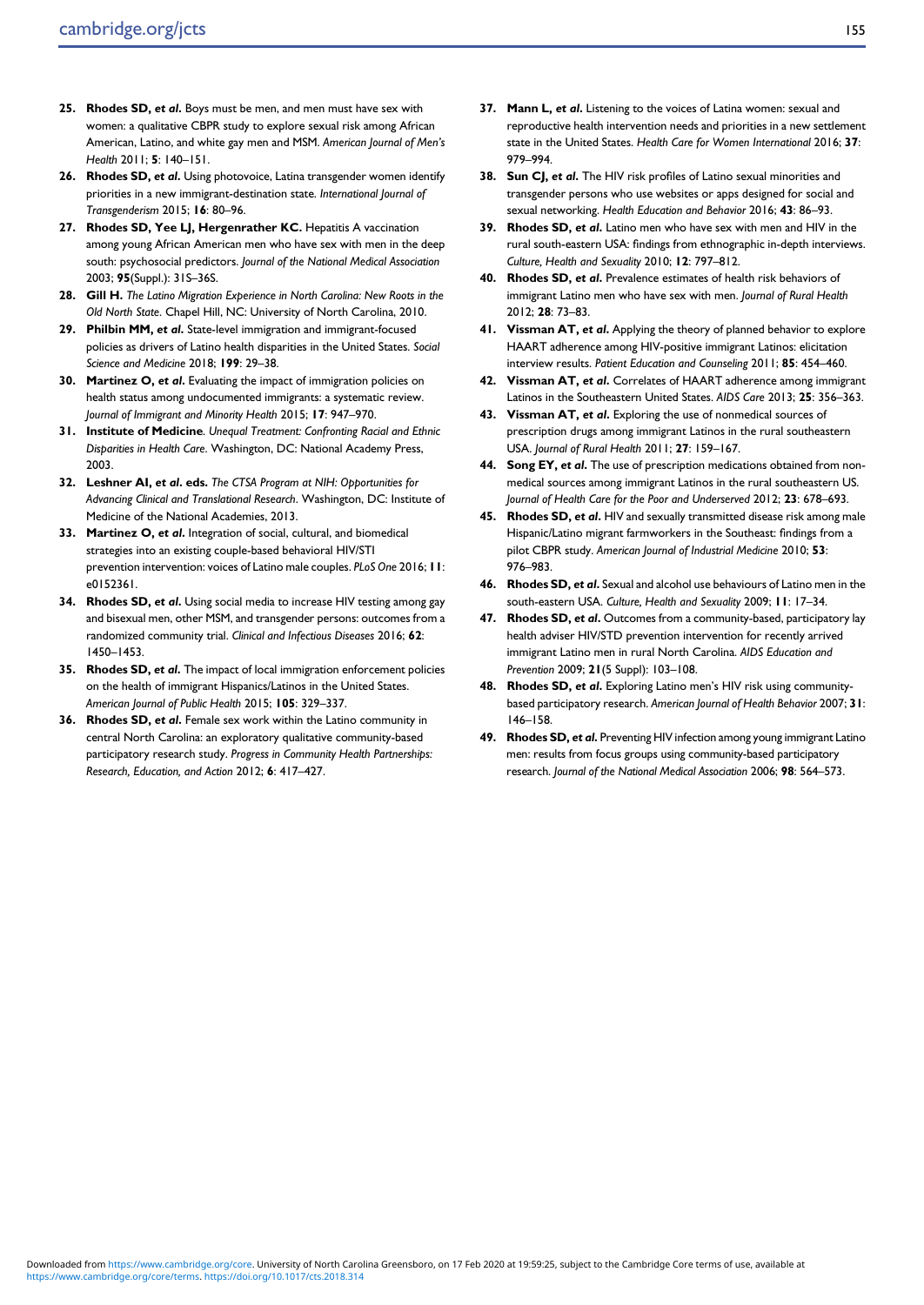25. **Rhodes SD, *et al*.** Boys must be men, and men must have sex with women: a qualitative CBPR study to explore sexual risk among African American, Latino, and white gay men and MSM. *American Journal of Men's Health* 2011; **5**: 140–151.
26. **Rhodes SD, *et al*.** Using photovoice, Latina transgender women identify priorities in a new immigrant-destination state. *International Journal of Transgenderism* 2015; **16**: 80–96.
27. **Rhodes SD, Yee LJ, Hergenrather KC.** Hepatitis A vaccination among young African American men who have sex with men in the deep south: psychosocial predictors. *Journal of the National Medical Association* 2003; **95**(Suppl.): 31S–36S.
28. **Gill H.** *The Latino Migration Experience in North Carolina: New Roots in the Old North State*. Chapel Hill, NC: University of North Carolina, 2010.
29. **Philbin MM, *et al*.** State-level immigration and immigrant-focused policies as drivers of Latino health disparities in the United States. *Social Science and Medicine* 2018; **199**: 29–38.
30. **Martinez O, *et al*.** Evaluating the impact of immigration policies on health status among undocumented immigrants: a systematic review. *Journal of Immigrant and Minority Health* 2015; **17**: 947–970.
31. **Institute of Medicine**. *Unequal Treatment: Confronting Racial and Ethnic Disparities in Health Care*. Washington, DC: National Academy Press, 2003.
32. **Leshner AI, *et al*. eds.** *The CTSA Program at NIH: Opportunities for Advancing Clinical and Translational Research*. Washington, DC: Institute of Medicine of the National Academies, 2013.
33. **Martinez O, *et al*.** Integration of social, cultural, and biomedical strategies into an existing couple-based behavioral HIV/STI prevention intervention: voices of Latino male couples. *PLoS One* 2016; **11**: e0152361.
34. **Rhodes SD, *et al*.** Using social media to increase HIV testing among gay and bisexual men, other MSM, and transgender persons: outcomes from a randomized community trial. *Clinical and Infectious Diseases* 2016; **62**: 1450–1453.
35. **Rhodes SD, *et al*.** The impact of local immigration enforcement policies on the health of immigrant Hispanics/Latinos in the United States. *American Journal of Public Health* 2015; **105**: 329–337.
36. **Rhodes SD, *et al*.** Female sex work within the Latino community in central North Carolina: an exploratory qualitative community-based participatory research study. *Progress in Community Health Partnerships: Research, Education, and Action* 2012; **6**: 417–427.
37. **Mann L, *et al*.** Listening to the voices of Latina women: sexual and reproductive health intervention needs and priorities in a new settlement state in the United States. *Health Care for Women International* 2016; **37**: 979–994.
38. **Sun CJ, *et al*.** The HIV risk profiles of Latino sexual minorities and transgender persons who use websites or apps designed for social and sexual networking. *Health Education and Behavior* 2016; **43**: 86–93.
39. **Rhodes SD, *et al*.** Latino men who have sex with men and HIV in the rural south-eastern USA: findings from ethnographic in-depth interviews. *Culture, Health and Sexuality* 2010; **12**: 797–812.
40. **Rhodes SD, *et al*.** Prevalence estimates of health risk behaviors of immigrant Latino men who have sex with men. *Journal of Rural Health* 2012; **28**: 73–83.
41. **Vissman AT, *et al*.** Applying the theory of planned behavior to explore HAART adherence among HIV-positive immigrant Latinos: elicitation interview results. *Patient Education and Counseling* 2011; **85**: 454–460.
42. **Vissman AT, *et al*.** Correlates of HAART adherence among immigrant Latinos in the Southeastern United States. *AIDS Care* 2013; **25**: 356–363.
43. **Vissman AT, *et al*.** Exploring the use of nonmedical sources of prescription drugs among immigrant Latinos in the rural southeastern USA. *Journal of Rural Health* 2011; **27**: 159–167.
44. **Song EY, *et al*.** The use of prescription medications obtained from non-medical sources among immigrant Latinos in the rural southeastern US. *Journal of Health Care for the Poor and Underserved* 2012; **23**: 678–693.
45. **Rhodes SD, *et al*.** HIV and sexually transmitted disease risk among male Hispanic/Latino migrant farmworkers in the Southeast: findings from a pilot CBPR study. *American Journal of Industrial Medicine* 2010; **53**: 976–983.
46. **Rhodes SD, *et al*.** Sexual and alcohol use behaviours of Latino men in the south-eastern USA. *Culture, Health and Sexuality* 2009; **11**: 17–34.
47. **Rhodes SD, *et al*.** Outcomes from a community-based, participatory lay health adviser HIV/STD prevention intervention for recently arrived immigrant Latino men in rural North Carolina. *AIDS Education and Prevention* 2009; **21**(5 Suppl): 103–108.
48. **Rhodes SD, *et al*.** Exploring Latino men's HIV risk using community-based participatory research. *American Journal of Health Behavior* 2007; **31**: 146–158.
49. **Rhodes SD, *et al*.** Preventing HIV infection among young immigrant Latino men: results from focus groups using community-based participatory research. *Journal of the National Medical Association* 2006; **98**: 564–573.